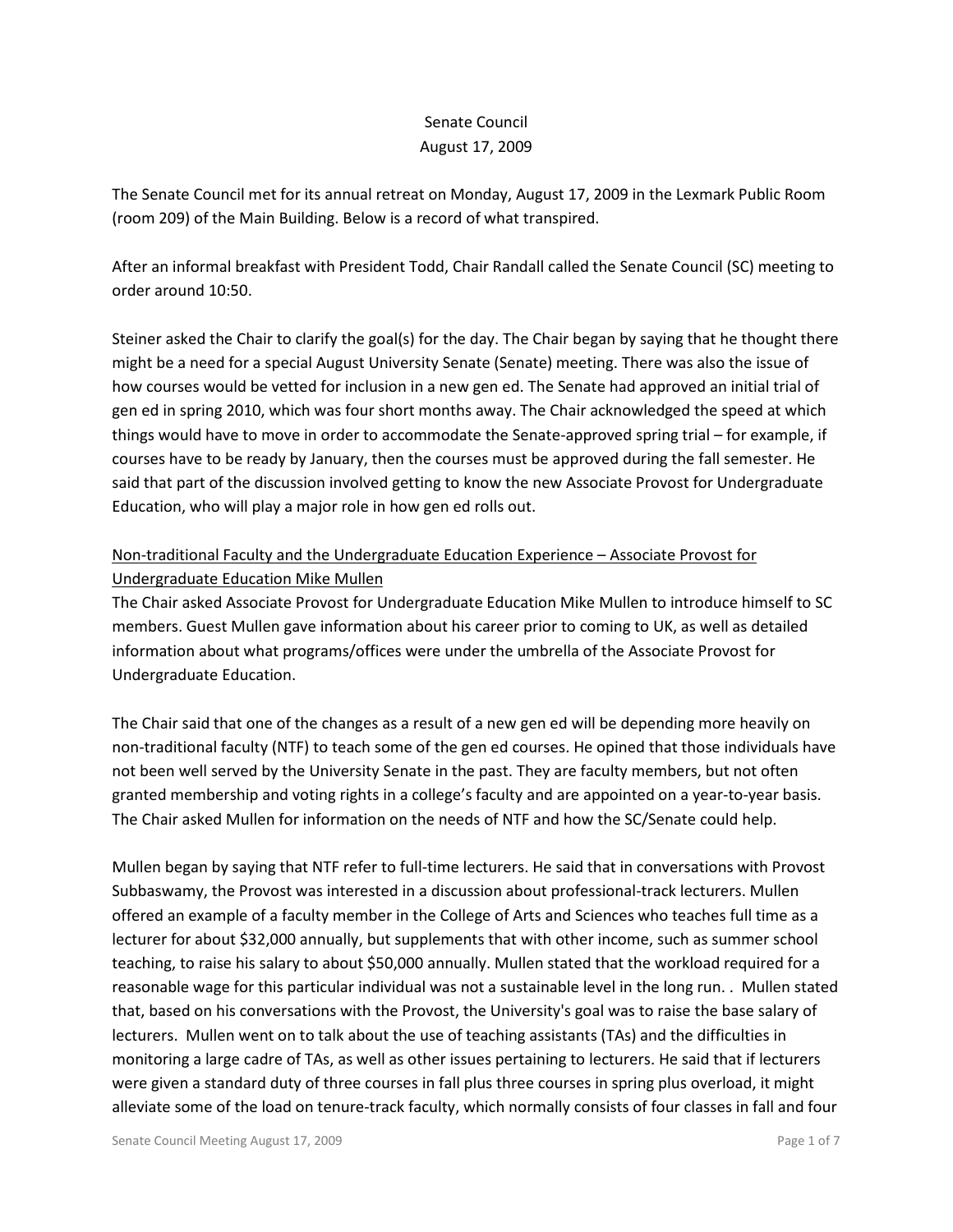Senate Council
August 17, 2009

The Senate Council met for its annual retreat on Monday, August 17, 2009 in the Lexmark Public Room (room 209) of the Main Building. Below is a record of what transpired.

After an informal breakfast with President Todd, Chair Randall called the Senate Council (SC) meeting to order around 10:50.

Steiner asked the Chair to clarify the goal(s) for the day. The Chair began by saying that he thought there might be a need for a special August University Senate (Senate) meeting. There was also the issue of how courses would be vetted for inclusion in a new gen ed. The Senate had approved an initial trial of gen ed in spring 2010, which was four short months away. The Chair acknowledged the speed at which things would have to move in order to accommodate the Senate-approved spring trial – for example, if courses have to be ready by January, then the courses must be approved during the fall semester. He said that part of the discussion involved getting to know the new Associate Provost for Undergraduate Education, who will play a major role in how gen ed rolls out.

Non-traditional Faculty and the Undergraduate Education Experience – Associate Provost for Undergraduate Education Mike Mullen

The Chair asked Associate Provost for Undergraduate Education Mike Mullen to introduce himself to SC members. Guest Mullen gave information about his career prior to coming to UK, as well as detailed information about what programs/offices were under the umbrella of the Associate Provost for Undergraduate Education.

The Chair said that one of the changes as a result of a new gen ed will be depending more heavily on non-traditional faculty (NTF) to teach some of the gen ed courses. He opined that those individuals have not been well served by the University Senate in the past. They are faculty members, but not often granted membership and voting rights in a college's faculty and are appointed on a year-to-year basis. The Chair asked Mullen for information on the needs of NTF and how the SC/Senate could help.

Mullen began by saying that NTF refer to full-time lecturers. He said that in conversations with Provost Subbaswamy, the Provost was interested in a discussion about professional-track lecturers. Mullen offered an example of a faculty member in the College of Arts and Sciences who teaches full time as a lecturer for about $32,000 annually, but supplements that with other income, such as summer school teaching, to raise his salary to about $50,000 annually. Mullen stated that the workload required for a reasonable wage for this particular individual was not a sustainable level in the long run. . Mullen stated that, based on his conversations with the Provost, the University's goal was to raise the base salary of lecturers. Mullen went on to talk about the use of teaching assistants (TAs) and the difficulties in monitoring a large cadre of TAs, as well as other issues pertaining to lecturers. He said that if lecturers were given a standard duty of three courses in fall plus three courses in spring plus overload, it might alleviate some of the load on tenure-track faculty, which normally consists of four classes in fall and four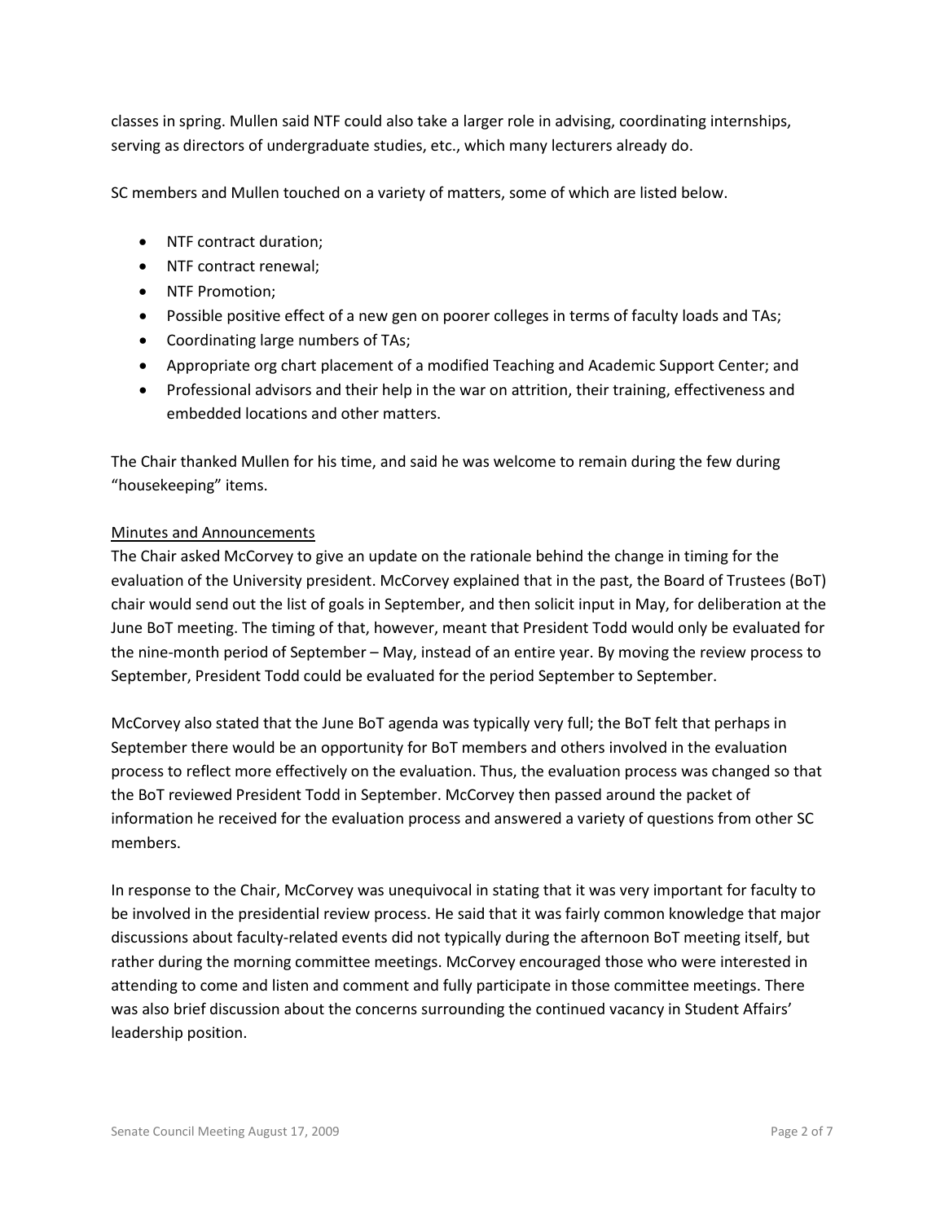classes in spring. Mullen said NTF could also take a larger role in advising, coordinating internships, serving as directors of undergraduate studies, etc., which many lecturers already do.

SC members and Mullen touched on a variety of matters, some of which are listed below.

- NTF contract duration;
- NTF contract renewal;
- NTF Promotion;
- Possible positive effect of a new gen on poorer colleges in terms of faculty loads and TAs;
- Coordinating large numbers of TAs;
- Appropriate org chart placement of a modified Teaching and Academic Support Center; and
- Professional advisors and their help in the war on attrition, their training, effectiveness and embedded locations and other matters.

The Chair thanked Mullen for his time, and said he was welcome to remain during the few during "housekeeping" items.

Minutes and Announcements

The Chair asked McCorvey to give an update on the rationale behind the change in timing for the evaluation of the University president. McCorvey explained that in the past, the Board of Trustees (BoT) chair would send out the list of goals in September, and then solicit input in May, for deliberation at the June BoT meeting. The timing of that, however, meant that President Todd would only be evaluated for the nine-month period of September – May, instead of an entire year. By moving the review process to September, President Todd could be evaluated for the period September to September.

McCorvey also stated that the June BoT agenda was typically very full; the BoT felt that perhaps in September there would be an opportunity for BoT members and others involved in the evaluation process to reflect more effectively on the evaluation. Thus, the evaluation process was changed so that the BoT reviewed President Todd in September. McCorvey then passed around the packet of information he received for the evaluation process and answered a variety of questions from other SC members.

In response to the Chair, McCorvey was unequivocal in stating that it was very important for faculty to be involved in the presidential review process. He said that it was fairly common knowledge that major discussions about faculty-related events did not typically during the afternoon BoT meeting itself, but rather during the morning committee meetings. McCorvey encouraged those who were interested in attending to come and listen and comment and fully participate in those committee meetings. There was also brief discussion about the concerns surrounding the continued vacancy in Student Affairs' leadership position.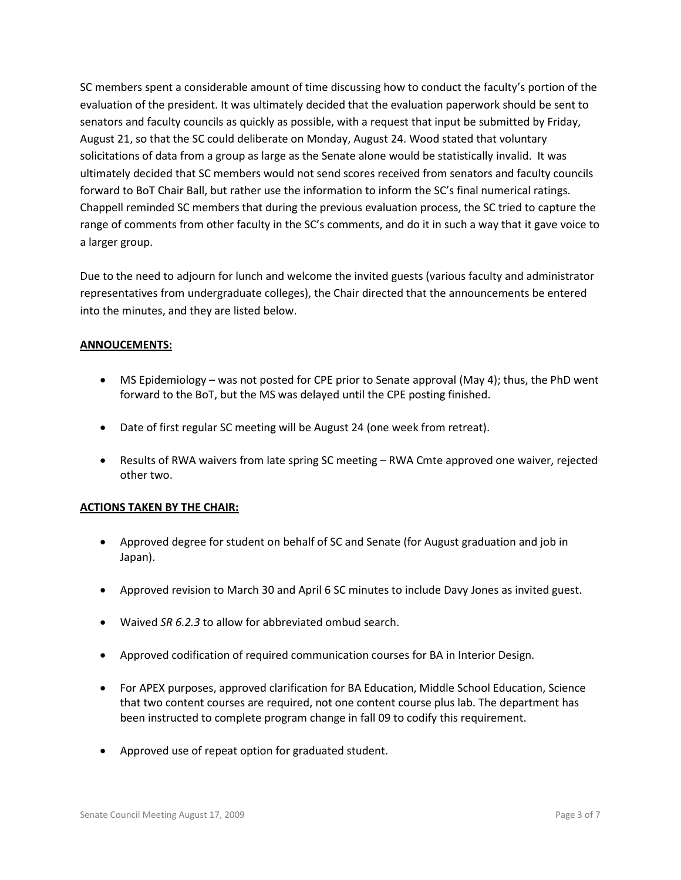SC members spent a considerable amount of time discussing how to conduct the faculty's portion of the evaluation of the president. It was ultimately decided that the evaluation paperwork should be sent to senators and faculty councils as quickly as possible, with a request that input be submitted by Friday, August 21, so that the SC could deliberate on Monday, August 24. Wood stated that voluntary solicitations of data from a group as large as the Senate alone would be statistically invalid. It was ultimately decided that SC members would not send scores received from senators and faculty councils forward to BoT Chair Ball, but rather use the information to inform the SC's final numerical ratings. Chappell reminded SC members that during the previous evaluation process, the SC tried to capture the range of comments from other faculty in the SC's comments, and do it in such a way that it gave voice to a larger group.

Due to the need to adjourn for lunch and welcome the invited guests (various faculty and administrator representatives from undergraduate colleges), the Chair directed that the announcements be entered into the minutes, and they are listed below.

**ANNOUCEMENTS:**

- MS Epidemiology – was not posted for CPE prior to Senate approval (May 4); thus, the PhD went forward to the BoT, but the MS was delayed until the CPE posting finished.
- Date of first regular SC meeting will be August 24 (one week from retreat).
- Results of RWA waivers from late spring SC meeting – RWA Cmte approved one waiver, rejected other two.

**ACTIONS TAKEN BY THE CHAIR:**

- Approved degree for student on behalf of SC and Senate (for August graduation and job in Japan).
- Approved revision to March 30 and April 6 SC minutes to include Davy Jones as invited guest.
- Waived *SR 6.2.3* to allow for abbreviated ombud search.
- Approved codification of required communication courses for BA in Interior Design.
- For APEX purposes, approved clarification for BA Education, Middle School Education, Science that two content courses are required, not one content course plus lab. The department has been instructed to complete program change in fall 09 to codify this requirement.
- Approved use of repeat option for graduated student.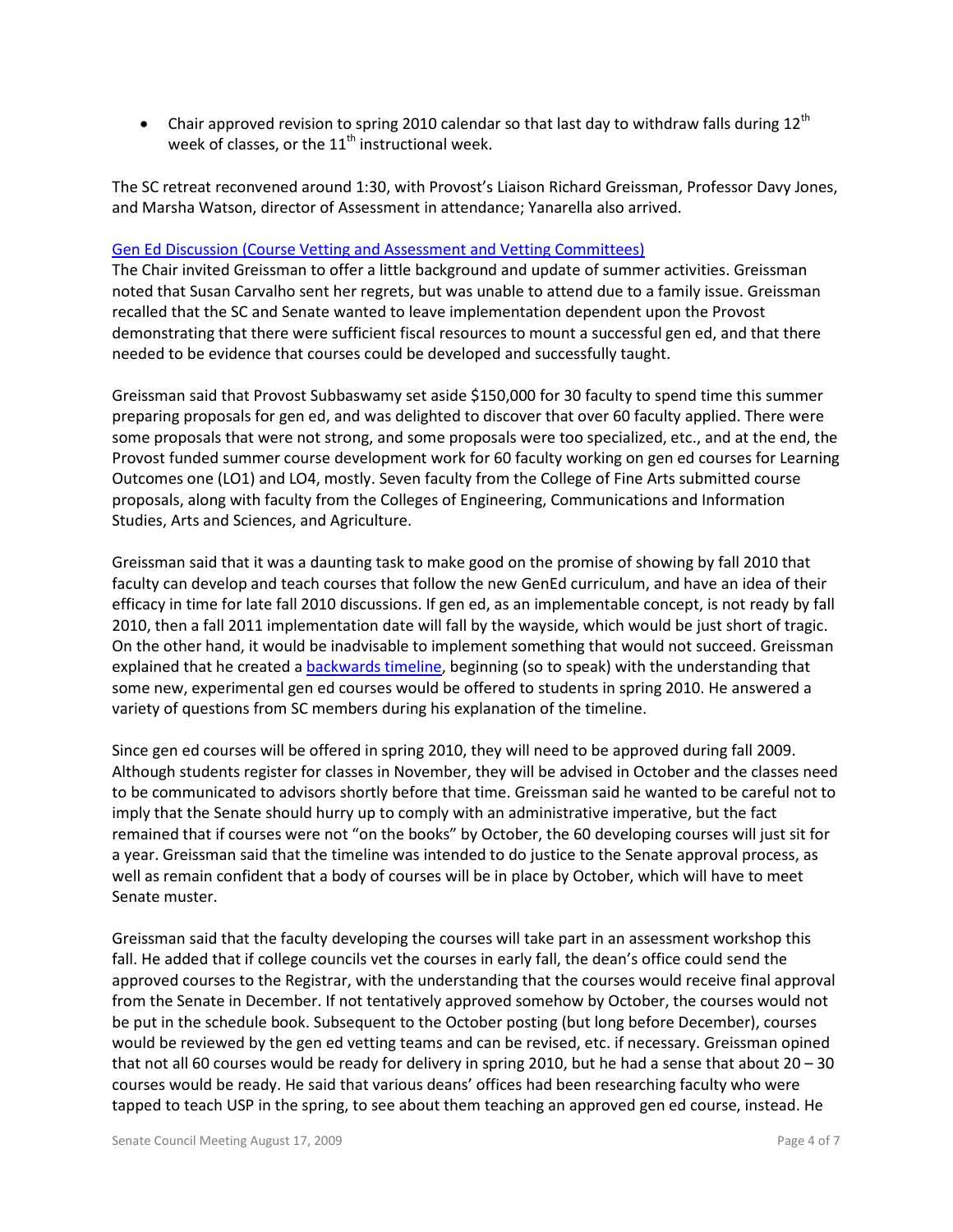- Chair approved revision to spring 2010 calendar so that last day to withdraw falls during 12th week of classes, or the 11th instructional week.

The SC retreat reconvened around 1:30, with Provost's Liaison Richard Greissman, Professor Davy Jones, and Marsha Watson, director of Assessment in attendance; Yanarella also arrived.

Gen Ed Discussion (Course Vetting and Assessment and Vetting Committees)

The Chair invited Greissman to offer a little background and update of summer activities. Greissman noted that Susan Carvalho sent her regrets, but was unable to attend due to a family issue. Greissman recalled that the SC and Senate wanted to leave implementation dependent upon the Provost demonstrating that there were sufficient fiscal resources to mount a successful gen ed, and that there needed to be evidence that courses could be developed and successfully taught.

Greissman said that Provost Subbaswamy set aside $150,000 for 30 faculty to spend time this summer preparing proposals for gen ed, and was delighted to discover that over 60 faculty applied. There were some proposals that were not strong, and some proposals were too specialized, etc., and at the end, the Provost funded summer course development work for 60 faculty working on gen ed courses for Learning Outcomes one (LO1) and LO4, mostly. Seven faculty from the College of Fine Arts submitted course proposals, along with faculty from the Colleges of Engineering, Communications and Information Studies, Arts and Sciences, and Agriculture.

Greissman said that it was a daunting task to make good on the promise of showing by fall 2010 that faculty can develop and teach courses that follow the new GenEd curriculum, and have an idea of their efficacy in time for late fall 2010 discussions. If gen ed, as an implementable concept, is not ready by fall 2010, then a fall 2011 implementation date will fall by the wayside, which would be just short of tragic. On the other hand, it would be inadvisable to implement something that would not succeed. Greissman explained that he created a backwards timeline, beginning (so to speak) with the understanding that some new, experimental gen ed courses would be offered to students in spring 2010. He answered a variety of questions from SC members during his explanation of the timeline.

Since gen ed courses will be offered in spring 2010, they will need to be approved during fall 2009. Although students register for classes in November, they will be advised in October and the classes need to be communicated to advisors shortly before that time. Greissman said he wanted to be careful not to imply that the Senate should hurry up to comply with an administrative imperative, but the fact remained that if courses were not "on the books" by October, the 60 developing courses will just sit for a year. Greissman said that the timeline was intended to do justice to the Senate approval process, as well as remain confident that a body of courses will be in place by October, which will have to meet Senate muster.

Greissman said that the faculty developing the courses will take part in an assessment workshop this fall. He added that if college councils vet the courses in early fall, the dean's office could send the approved courses to the Registrar, with the understanding that the courses would receive final approval from the Senate in December. If not tentatively approved somehow by October, the courses would not be put in the schedule book. Subsequent to the October posting (but long before December), courses would be reviewed by the gen ed vetting teams and can be revised, etc. if necessary. Greissman opined that not all 60 courses would be ready for delivery in spring 2010, but he had a sense that about 20 – 30 courses would be ready. He said that various deans' offices had been researching faculty who were tapped to teach USP in the spring, to see about them teaching an approved gen ed course, instead. He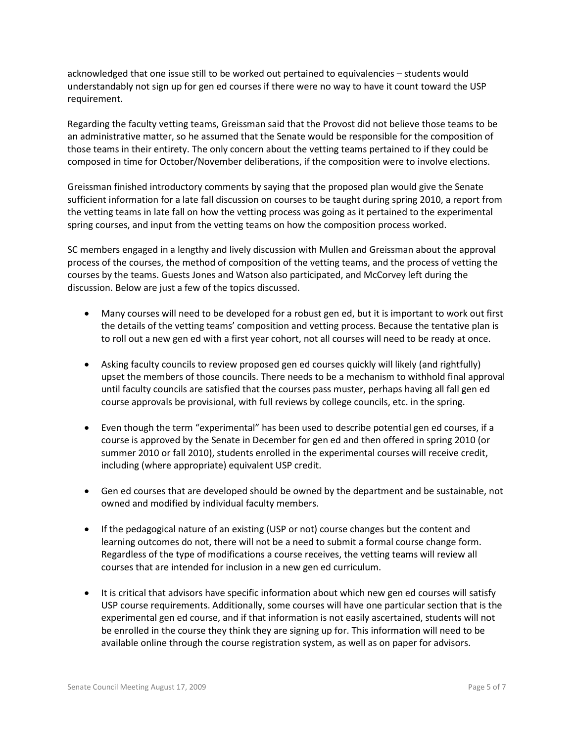acknowledged that one issue still to be worked out pertained to equivalencies – students would understandably not sign up for gen ed courses if there were no way to have it count toward the USP requirement.

Regarding the faculty vetting teams, Greissman said that the Provost did not believe those teams to be an administrative matter, so he assumed that the Senate would be responsible for the composition of those teams in their entirety. The only concern about the vetting teams pertained to if they could be composed in time for October/November deliberations, if the composition were to involve elections.

Greissman finished introductory comments by saying that the proposed plan would give the Senate sufficient information for a late fall discussion on courses to be taught during spring 2010, a report from the vetting teams in late fall on how the vetting process was going as it pertained to the experimental spring courses, and input from the vetting teams on how the composition process worked.

SC members engaged in a lengthy and lively discussion with Mullen and Greissman about the approval process of the courses, the method of composition of the vetting teams, and the process of vetting the courses by the teams. Guests Jones and Watson also participated, and McCorvey left during the discussion. Below are just a few of the topics discussed.

- Many courses will need to be developed for a robust gen ed, but it is important to work out first the details of the vetting teams' composition and vetting process. Because the tentative plan is to roll out a new gen ed with a first year cohort, not all courses will need to be ready at once.
- Asking faculty councils to review proposed gen ed courses quickly will likely (and rightfully) upset the members of those councils. There needs to be a mechanism to withhold final approval until faculty councils are satisfied that the courses pass muster, perhaps having all fall gen ed course approvals be provisional, with full reviews by college councils, etc. in the spring.
- Even though the term "experimental" has been used to describe potential gen ed courses, if a course is approved by the Senate in December for gen ed and then offered in spring 2010 (or summer 2010 or fall 2010), students enrolled in the experimental courses will receive credit, including (where appropriate) equivalent USP credit.
- Gen ed courses that are developed should be owned by the department and be sustainable, not owned and modified by individual faculty members.
- If the pedagogical nature of an existing (USP or not) course changes but the content and learning outcomes do not, there will not be a need to submit a formal course change form. Regardless of the type of modifications a course receives, the vetting teams will review all courses that are intended for inclusion in a new gen ed curriculum.
- It is critical that advisors have specific information about which new gen ed courses will satisfy USP course requirements. Additionally, some courses will have one particular section that is the experimental gen ed course, and if that information is not easily ascertained, students will not be enrolled in the course they think they are signing up for. This information will need to be available online through the course registration system, as well as on paper for advisors.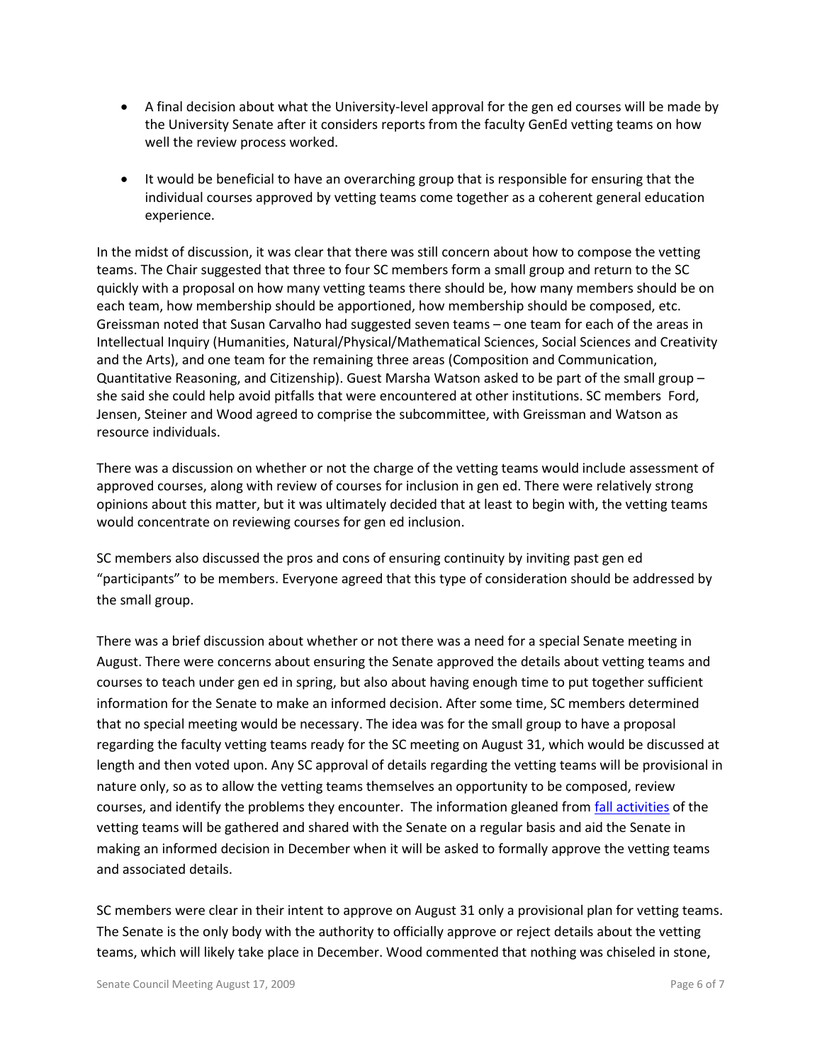- A final decision about what the University-level approval for the gen ed courses will be made by the University Senate after it considers reports from the faculty GenEd vetting teams on how well the review process worked.

- It would be beneficial to have an overarching group that is responsible for ensuring that the individual courses approved by vetting teams come together as a coherent general education experience.

In the midst of discussion, it was clear that there was still concern about how to compose the vetting teams. The Chair suggested that three to four SC members form a small group and return to the SC quickly with a proposal on how many vetting teams there should be, how many members should be on each team, how membership should be apportioned, how membership should be composed, etc. Greissman noted that Susan Carvalho had suggested seven teams – one team for each of the areas in Intellectual Inquiry (Humanities, Natural/Physical/Mathematical Sciences, Social Sciences and Creativity and the Arts), and one team for the remaining three areas (Composition and Communication, Quantitative Reasoning, and Citizenship). Guest Marsha Watson asked to be part of the small group – she said she could help avoid pitfalls that were encountered at other institutions. SC members Ford, Jensen, Steiner and Wood agreed to comprise the subcommittee, with Greissman and Watson as resource individuals.

There was a discussion on whether or not the charge of the vetting teams would include assessment of approved courses, along with review of courses for inclusion in gen ed. There were relatively strong opinions about this matter, but it was ultimately decided that at least to begin with, the vetting teams would concentrate on reviewing courses for gen ed inclusion.

SC members also discussed the pros and cons of ensuring continuity by inviting past gen ed "participants" to be members. Everyone agreed that this type of consideration should be addressed by the small group.

There was a brief discussion about whether or not there was a need for a special Senate meeting in August. There were concerns about ensuring the Senate approved the details about vetting teams and courses to teach under gen ed in spring, but also about having enough time to put together sufficient information for the Senate to make an informed decision. After some time, SC members determined that no special meeting would be necessary. The idea was for the small group to have a proposal regarding the faculty vetting teams ready for the SC meeting on August 31, which would be discussed at length and then voted upon. Any SC approval of details regarding the vetting teams will be provisional in nature only, so as to allow the vetting teams themselves an opportunity to be composed, review courses, and identify the problems they encounter. The information gleaned from fall activities of the vetting teams will be gathered and shared with the Senate on a regular basis and aid the Senate in making an informed decision in December when it will be asked to formally approve the vetting teams and associated details.

SC members were clear in their intent to approve on August 31 only a provisional plan for vetting teams. The Senate is the only body with the authority to officially approve or reject details about the vetting teams, which will likely take place in December. Wood commented that nothing was chiseled in stone,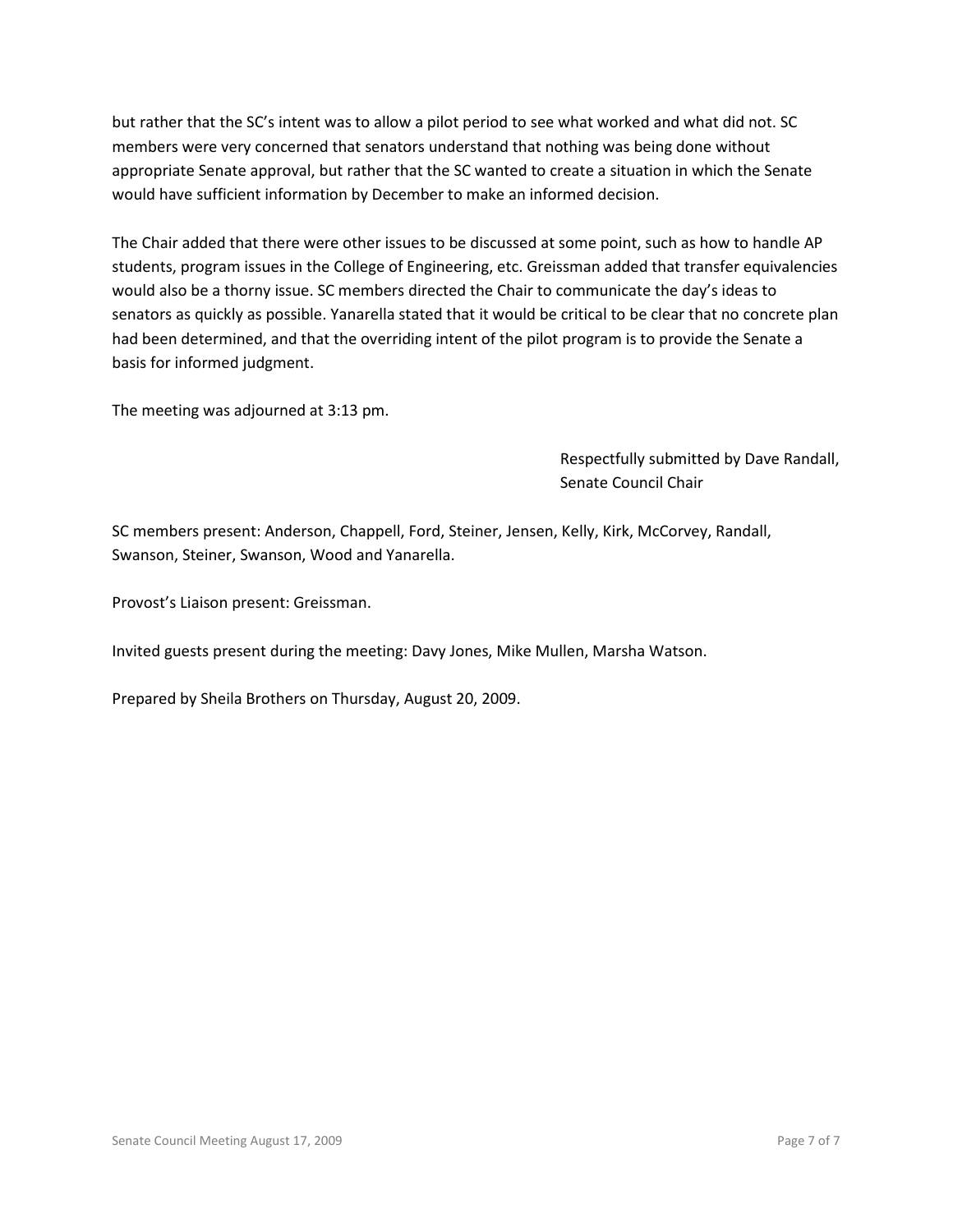but rather that the SC's intent was to allow a pilot period to see what worked and what did not. SC members were very concerned that senators understand that nothing was being done without appropriate Senate approval, but rather that the SC wanted to create a situation in which the Senate would have sufficient information by December to make an informed decision.

The Chair added that there were other issues to be discussed at some point, such as how to handle AP students, program issues in the College of Engineering, etc. Greissman added that transfer equivalencies would also be a thorny issue. SC members directed the Chair to communicate the day's ideas to senators as quickly as possible. Yanarella stated that it would be critical to be clear that no concrete plan had been determined, and that the overriding intent of the pilot program is to provide the Senate a basis for informed judgment.

The meeting was adjourned at 3:13 pm.

Respectfully submitted by Dave Randall,
Senate Council Chair

SC members present: Anderson, Chappell, Ford, Steiner, Jensen, Kelly, Kirk, McCorvey, Randall, Swanson, Steiner, Swanson, Wood and Yanarella.

Provost's Liaison present: Greissman.

Invited guests present during the meeting: Davy Jones, Mike Mullen, Marsha Watson.

Prepared by Sheila Brothers on Thursday, August 20, 2009.